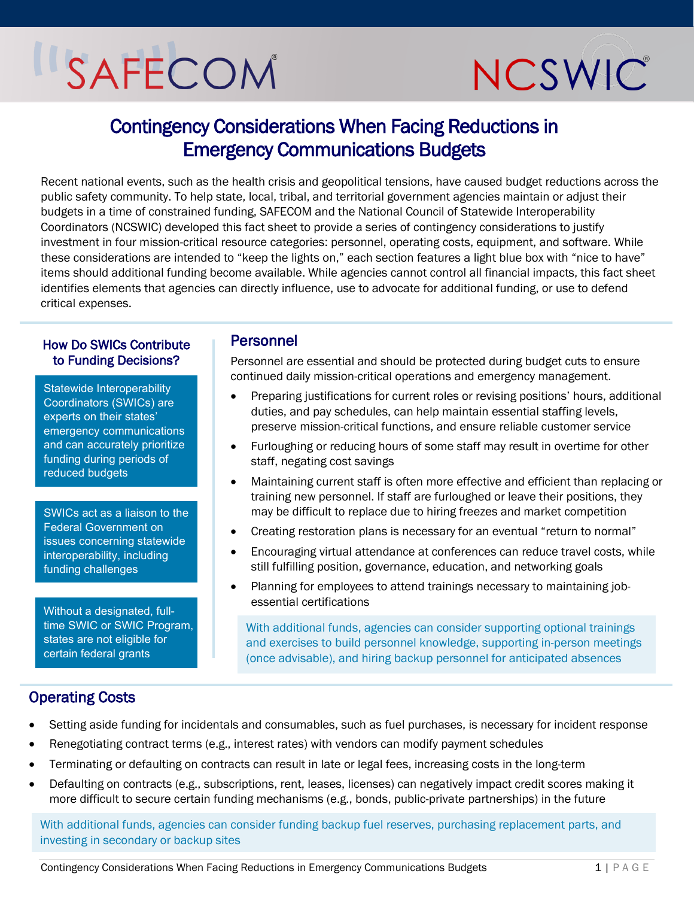SAFECOM®

NCSWIC®

# Contingency Considerations When Facing Reductions in Emergency Communications Budgets

Recent national events, such as the health crisis and geopolitical tensions, have caused budget reductions across the public safety community. To help state, local, tribal, and territorial government agencies maintain or adjust their budgets in a time of constrained funding, SAFECOM and the National Council of Statewide Interoperability Coordinators (NCSWIC) developed this fact sheet to provide a series of contingency considerations to justify investment in four mission-critical resource categories: personnel, operating costs, equipment, and software. While these considerations are intended to "keep the lights on," each section features a light blue box with "nice to have" items should additional funding become available. While agencies cannot control all financial impacts, this fact sheet identifies elements that agencies can directly influence, use to advocate for additional funding, or use to defend critical expenses.

### How Do SWICs Contribute to Funding Decisions?

Statewide Interoperability Coordinators (SWICs) are experts on their states' emergency communications and can accurately prioritize funding during periods of reduced budgets

SWICs act as a liaison to the Federal Government on issues concerning statewide interoperability, including funding challenges

Without a designated, full-time SWIC or SWIC Program, states are not eligible for certain federal grants

## Personnel

Personnel are essential and should be protected during budget cuts to ensure continued daily mission-critical operations and emergency management.

- Preparing justifications for current roles or revising positions' hours, additional duties, and pay schedules, can help maintain essential staffing levels, preserve mission-critical functions, and ensure reliable customer service
- Furloughing or reducing hours of some staff may result in overtime for other staff, negating cost savings
- Maintaining current staff is often more effective and efficient than replacing or training new personnel. If staff are furloughed or leave their positions, they may be difficult to replace due to hiring freezes and market competition
- Creating restoration plans is necessary for an eventual "return to normal"
- Encouraging virtual attendance at conferences can reduce travel costs, while still fulfilling position, governance, education, and networking goals
- Planning for employees to attend trainings necessary to maintaining job-essential certifications

With additional funds, agencies can consider supporting optional trainings and exercises to build personnel knowledge, supporting in-person meetings (once advisable), and hiring backup personnel for anticipated absences

## Operating Costs

- Setting aside funding for incidentals and consumables, such as fuel purchases, is necessary for incident response
- Renegotiating contract terms (e.g., interest rates) with vendors can modify payment schedules
- Terminating or defaulting on contracts can result in late or legal fees, increasing costs in the long-term
- Defaulting on contracts (e.g., subscriptions, rent, leases, licenses) can negatively impact credit scores making it more difficult to secure certain funding mechanisms (e.g., bonds, public-private partnerships) in the future

With additional funds, agencies can consider funding backup fuel reserves, purchasing replacement parts, and investing in secondary or backup sites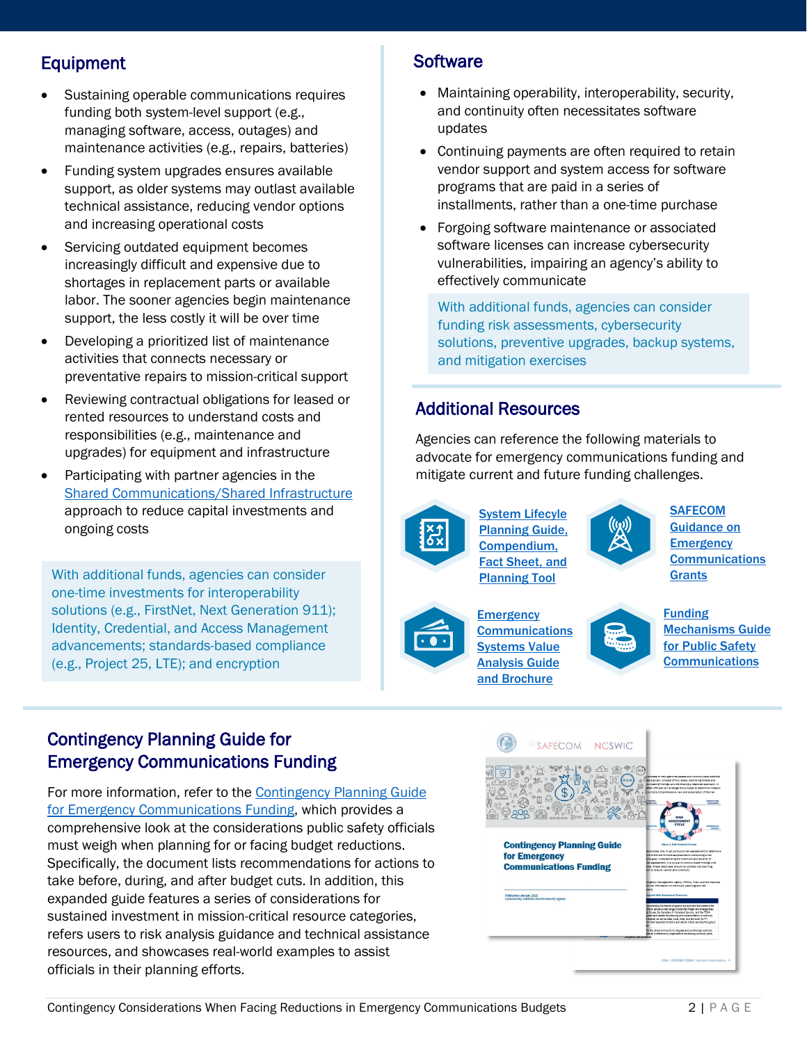## Equipment

- Sustaining operable communications requires funding both system-level support (e.g., managing software, access, outages) and maintenance activities (e.g., repairs, batteries)
- Funding system upgrades ensures available support, as older systems may outlast available technical assistance, reducing vendor options and increasing operational costs
- Servicing outdated equipment becomes increasingly difficult and expensive due to shortages in replacement parts or available labor. The sooner agencies begin maintenance support, the less costly it will be over time
- Developing a prioritized list of maintenance activities that connects necessary or preventative repairs to mission-critical support
- Reviewing contractual obligations for leased or rented resources to understand costs and responsibilities (e.g., maintenance and upgrades) for equipment and infrastructure
- Participating with partner agencies in the Shared Communications/Shared Infrastructure approach to reduce capital investments and ongoing costs

With additional funds, agencies can consider one-time investments for interoperability solutions (e.g., FirstNet, Next Generation 911); Identity, Credential, and Access Management advancements; standards-based compliance (e.g., Project 25, LTE); and encryption

## Software

- Maintaining operability, interoperability, security, and continuity often necessitates software updates
- Continuing payments are often required to retain vendor support and system access for software programs that are paid in a series of installments, rather than a one-time purchase
- Forgoing software maintenance or associated software licenses can increase cybersecurity vulnerabilities, impairing an agency's ability to effectively communicate

With additional funds, agencies can consider funding risk assessments, cybersecurity solutions, preventive upgrades, backup systems, and mitigation exercises

## Additional Resources

Agencies can reference the following materials to advocate for emergency communications funding and mitigate current and future funding challenges.

- System Lifecycle Planning Guide, Compendium, Fact Sheet, and Planning Tool
- SAFECOM Guidance on Emergency Communications Grants
- Emergency Communications Systems Value Analysis Guide and Brochure
- Funding Mechanisms Guide for Public Safety Communications

## Contingency Planning Guide for Emergency Communications Funding

For more information, refer to the Contingency Planning Guide for Emergency Communications Funding, which provides a comprehensive look at the considerations public safety officials must weigh when planning for or facing budget reductions. Specifically, the document lists recommendations for actions to take before, during, and after budget cuts. In addition, this expanded guide features a series of considerations for sustained investment in mission-critical resource categories, refers users to risk analysis guidance and technical assistance resources, and showcases real-world examples to assist officials in their planning efforts.